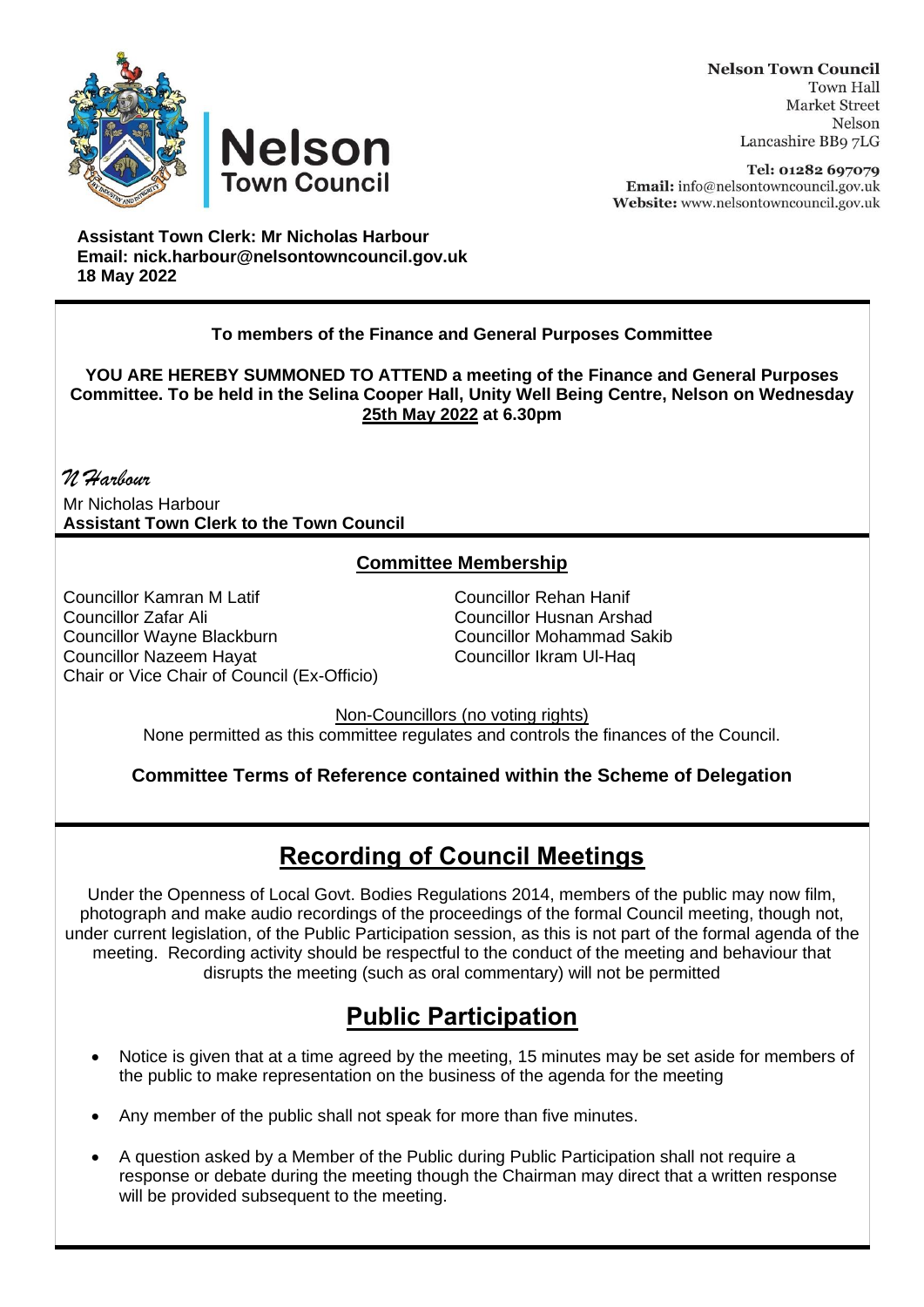**Nelson Town Council**
Town Hall
Market Street
Nelson
Lancashire BB9 7LG

**Tel:** 01282 697079
**Email:** info@nelsontowncouncil.gov.uk
**Website:** www.nelsontowncouncil.gov.uk

**Assistant Town Clerk: Mr Nicholas Harbour**
**Email: nick.harbour@nelsontowncouncil.gov.uk**
**18 May 2022**

**To members of the Finance and General Purposes Committee**

**YOU ARE HEREBY SUMMONED TO ATTEND a meeting of the Finance and General Purposes Committee. To be held in the Selina Cooper Hall, Unity Well Being Centre, Nelson on Wednesday 25th May 2022 at 6.30pm**

*N Harbour*

Mr Nicholas Harbour
**Assistant Town Clerk to the Town Council**

## Committee Membership

Councillor Kamran M Latif
Councillor Zafar Ali
Councillor Wayne Blackburn
Councillor Nazeem Hayat
Chair or Vice Chair of Council (Ex-Officio)
Councillor Rehan Hanif
Councillor Husnan Arshad
Councillor Mohammad Sakib
Councillor Ikram Ul-Haq

Non-Councillors (no voting rights)

None permitted as this committee regulates and controls the finances of the Council.

**Committee Terms of Reference contained within the Scheme of Delegation**

# Recording of Council Meetings

Under the Openness of Local Govt. Bodies Regulations 2014, members of the public may now film, photograph and make audio recordings of the proceedings of the formal Council meeting, though not, under current legislation, of the Public Participation session, as this is not part of the formal agenda of the meeting. Recording activity should be respectful to the conduct of the meeting and behaviour that disrupts the meeting (such as oral commentary) will not be permitted

# Public Participation

- Notice is given that at a time agreed by the meeting, 15 minutes may be set aside for members of the public to make representation on the business of the agenda for the meeting
- Any member of the public shall not speak for more than five minutes.
- A question asked by a Member of the Public during Public Participation shall not require a response or debate during the meeting though the Chairman may direct that a written response will be provided subsequent to the meeting.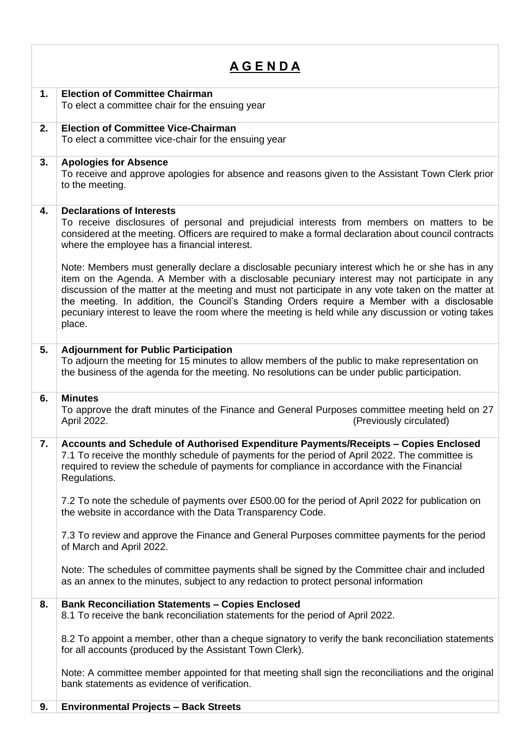# A G E N D A

**1. Election of Committee Chairman**

To elect a committee chair for the ensuing year

**2. Election of Committee Vice-Chairman**

To elect a committee vice-chair for the ensuing year

**3. Apologies for Absence**

To receive and approve apologies for absence and reasons given to the Assistant Town Clerk prior to the meeting.

**4. Declarations of Interests**

To receive disclosures of personal and prejudicial interests from members on matters to be considered at the meeting. Officers are required to make a formal declaration about council contracts where the employee has a financial interest.

Note: Members must generally declare a disclosable pecuniary interest which he or she has in any item on the Agenda. A Member with a disclosable pecuniary interest may not participate in any discussion of the matter at the meeting and must not participate in any vote taken on the matter at the meeting. In addition, the Council's Standing Orders require a Member with a disclosable pecuniary interest to leave the room where the meeting is held while any discussion or voting takes place.

**5. Adjournment for Public Participation**

To adjourn the meeting for 15 minutes to allow members of the public to make representation on the business of the agenda for the meeting. No resolutions can be under public participation.

**6. Minutes**

To approve the draft minutes of the Finance and General Purposes committee meeting held on 27 April 2022. (Previously circulated)

**7. Accounts and Schedule of Authorised Expenditure Payments/Receipts – Copies Enclosed**

7.1 To receive the monthly schedule of payments for the period of April 2022. The committee is required to review the schedule of payments for compliance in accordance with the Financial Regulations.

7.2 To note the schedule of payments over £500.00 for the period of April 2022 for publication on the website in accordance with the Data Transparency Code.

7.3 To review and approve the Finance and General Purposes committee payments for the period of March and April 2022.

Note: The schedules of committee payments shall be signed by the Committee chair and included as an annex to the minutes, subject to any redaction to protect personal information

**8. Bank Reconciliation Statements – Copies Enclosed**

8.1 To receive the bank reconciliation statements for the period of April 2022.

8.2 To appoint a member, other than a cheque signatory to verify the bank reconciliation statements for all accounts (produced by the Assistant Town Clerk).

Note: A committee member appointed for that meeting shall sign the reconciliations and the original bank statements as evidence of verification.

**9. Environmental Projects – Back Streets**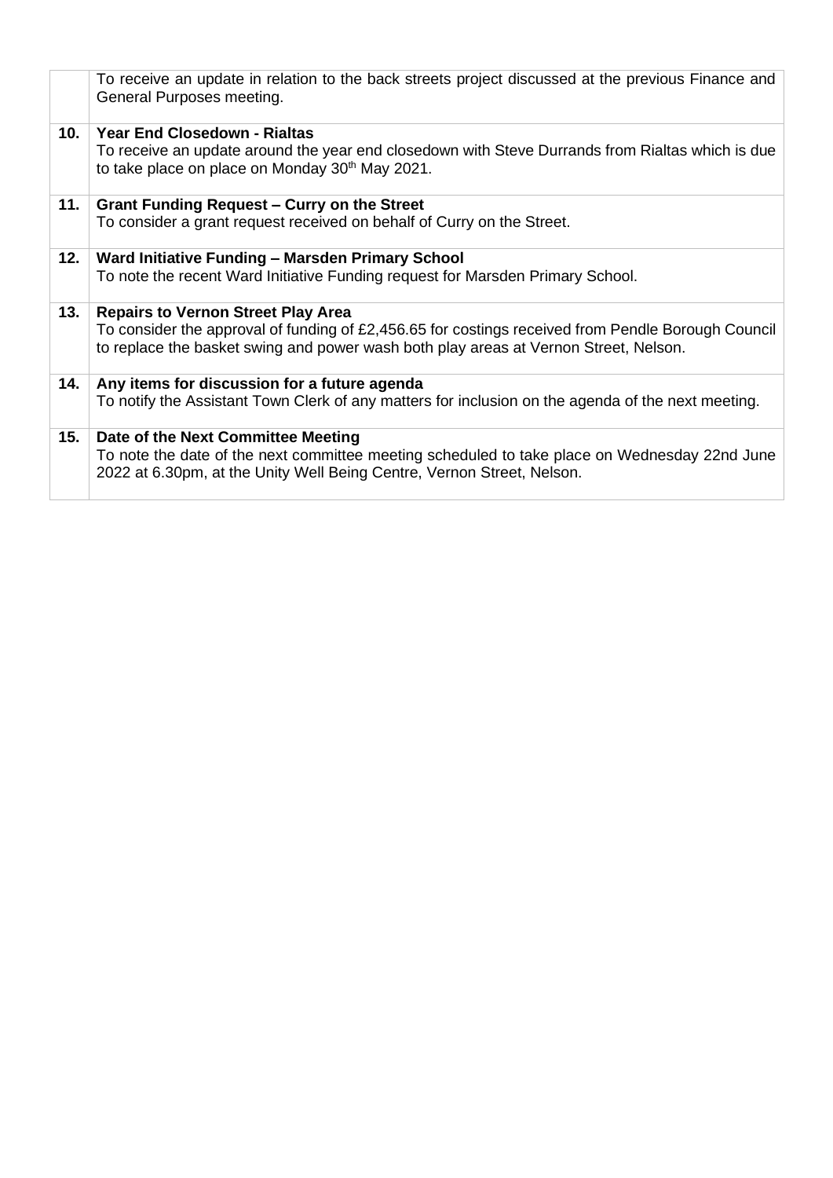| | |
|---|---|
| | To receive an update in relation to the back streets project discussed at the previous Finance and General Purposes meeting. |
| **10.** | **Year End Closedown - Rialtas**<br>To receive an update around the year end closedown with Steve Durrands from Rialtas which is due to take place on place on Monday 30th May 2021. |
| **11.** | **Grant Funding Request – Curry on the Street**<br>To consider a grant request received on behalf of Curry on the Street. |
| **12.** | **Ward Initiative Funding – Marsden Primary School**<br>To note the recent Ward Initiative Funding request for Marsden Primary School. |
| **13.** | **Repairs to Vernon Street Play Area**<br>To consider the approval of funding of £2,456.65 for costings received from Pendle Borough Council to replace the basket swing and power wash both play areas at Vernon Street, Nelson. |
| **14.** | **Any items for discussion for a future agenda**<br>To notify the Assistant Town Clerk of any matters for inclusion on the agenda of the next meeting. |
| **15.** | **Date of the Next Committee Meeting**<br>To note the date of the next committee meeting scheduled to take place on Wednesday 22nd June 2022 at 6.30pm, at the Unity Well Being Centre, Vernon Street, Nelson. |